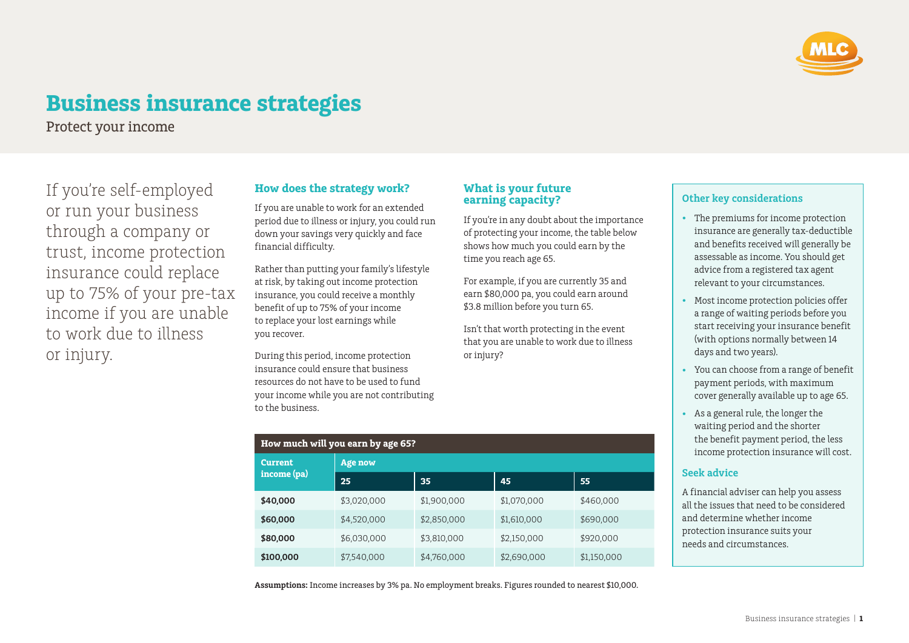# Business insurance strategies

Protect your income

If you're self-employed or run your business through a company or trust, income protection insurance could replace up to 75% of your pre-tax income if you are unable to work due to illness or injury.

## How does the strategy work?

If you are unable to work for an extended period due to illness or injury, you could run down your savings very quickly and face financial difficulty.

Rather than putting your family's lifestyle at risk, by taking out income protection insurance, you could receive a monthly benefit of up to 75% of your income to replace your lost earnings while you recover.

During this period, income protection insurance could ensure that business resources do not have to be used to fund your income while you are not contributing to the business.

## What is your future earning capacity?

If you're in any doubt about the importance of protecting your income, the table below shows how much you could earn by the time you reach age 65.

For example, if you are currently 35 and earn $80,000 pa, you could earn around $3.8 million before you turn 65.

Isn't that worth protecting in the event that you are unable to work due to illness or injury?

**How much will you earn by age 65?**

| Current income (pa) | Age now | | | |
|---|---|---|---|---|
| | 25 | 35 | 45 | 55 |
| **$40,000** | $3,020,000 | $1,900,000 | $1,070,000 | $460,000 |
| **$60,000** | $4,520,000 | $2,850,000 | $1,610,000 | $690,000 |
| **$80,000** | $6,030,000 | $3,810,000 | $2,150,000 | $920,000 |
| **$100,000** | $7,540,000 | $4,760,000 | $2,690,000 | $1,150,000 |

**Assumptions:** Income increases by 3% pa. No employment breaks. Figures rounded to nearest $10,000.

## Other key considerations

- The premiums for income protection insurance are generally tax-deductible and benefits received will generally be assessable as income. You should get advice from a registered tax agent relevant to your circumstances.
- Most income protection policies offer a range of waiting periods before you start receiving your insurance benefit (with options normally between 14 days and two years).
- You can choose from a range of benefit payment periods, with maximum cover generally available up to age 65.
- As a general rule, the longer the waiting period and the shorter the benefit payment period, the less income protection insurance will cost.

## Seek advice

A financial adviser can help you assess all the issues that need to be considered and determine whether income protection insurance suits your needs and circumstances.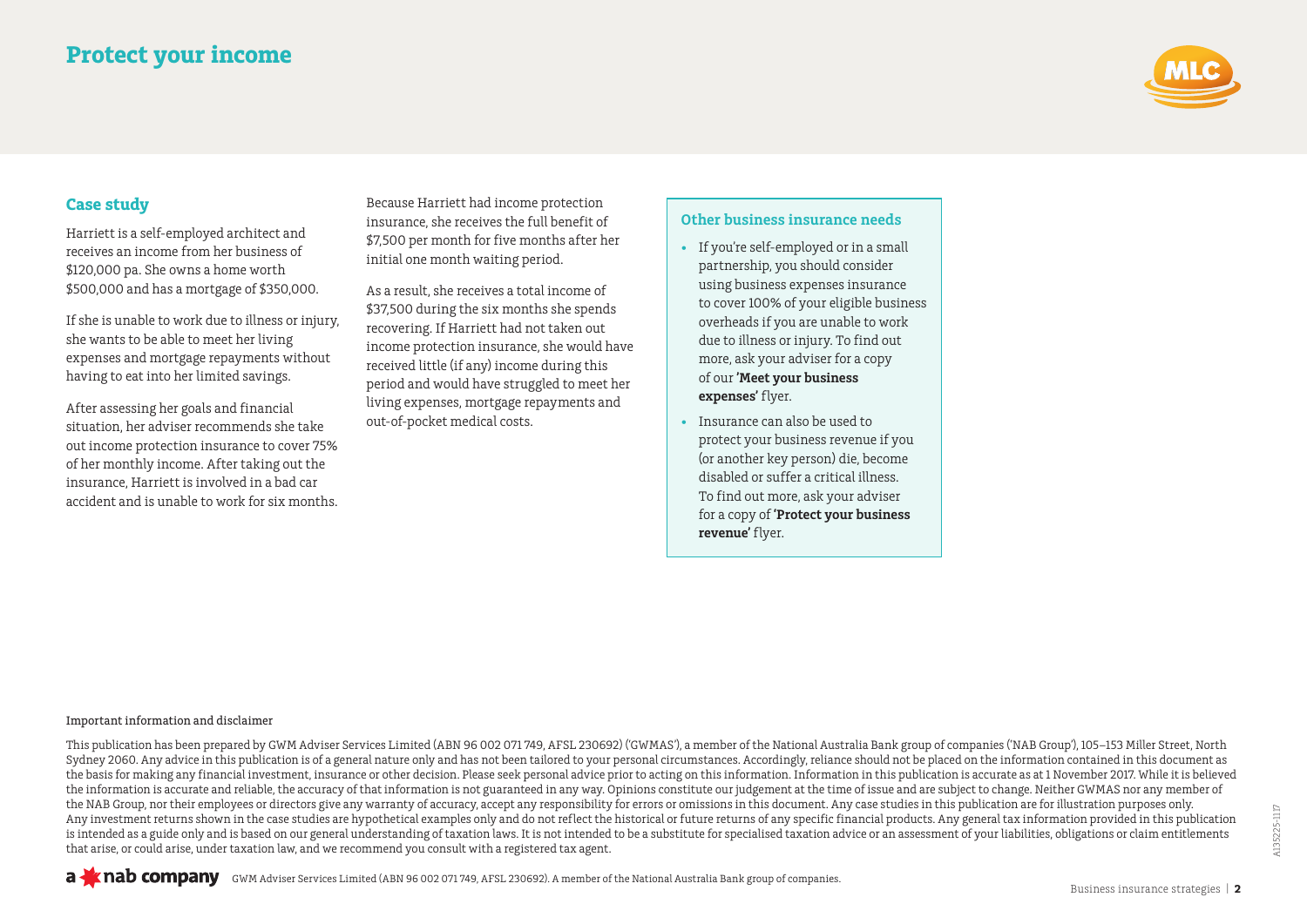# Protect your income

## Case study

Harriett is a self-employed architect and receives an income from her business of $120,000 pa. She owns a home worth $500,000 and has a mortgage of $350,000.

If she is unable to work due to illness or injury, she wants to be able to meet her living expenses and mortgage repayments without having to eat into her limited savings.

After assessing her goals and financial situation, her adviser recommends she take out income protection insurance to cover 75% of her monthly income. After taking out the insurance, Harriett is involved in a bad car accident and is unable to work for six months.

Because Harriett had income protection insurance, she receives the full benefit of $7,500 per month for five months after her initial one month waiting period.

As a result, she receives a total income of $37,500 during the six months she spends recovering. If Harriett had not taken out income protection insurance, she would have received little (if any) income during this period and would have struggled to meet her living expenses, mortgage repayments and out-of-pocket medical costs.

## Other business insurance needs

- If you're self-employed or in a small partnership, you should consider using business expenses insurance to cover 100% of your eligible business overheads if you are unable to work due to illness or injury. To find out more, ask your adviser for a copy of our **'Meet your business expenses'** flyer.
- Insurance can also be used to protect your business revenue if you (or another key person) die, become disabled or suffer a critical illness. To find out more, ask your adviser for a copy of **'Protect your business revenue'** flyer.

Important information and disclaimer

This publication has been prepared by GWM Adviser Services Limited (ABN 96 002 071 749, AFSL 230692) ('GWMAS'), a member of the National Australia Bank group of companies ('NAB Group'), 105–153 Miller Street, North Sydney 2060. Any advice in this publication is of a general nature only and has not been tailored to your personal circumstances. Accordingly, reliance should not be placed on the information contained in this document as the basis for making any financial investment, insurance or other decision. Please seek personal advice prior to acting on this information. Information in this publication is accurate as at 1 November 2017. While it is believed the information is accurate and reliable, the accuracy of that information is not guaranteed in any way. Opinions constitute our judgement at the time of issue and are subject to change. Neither GWMAS nor any member of the NAB Group, nor their employees or directors give any warranty of accuracy, accept any responsibility for errors or omissions in this document. Any case studies in this publication are for illustration purposes only. Any investment returns shown in the case studies are hypothetical examples only and do not reflect the historical or future returns of any specific financial products. Any general tax information provided in this publication is intended as a guide only and is based on our general understanding of taxation laws. It is not intended to be a substitute for specialised taxation advice or an assessment of your liabilities, obligations or claim entitlements that arise, or could arise, under taxation law, and we recommend you consult with a registered tax agent.

a nab company GWM Adviser Services Limited (ABN 96 002 071 749, AFSL 230692). A member of the National Australia Bank group of companies.

A135225-1117